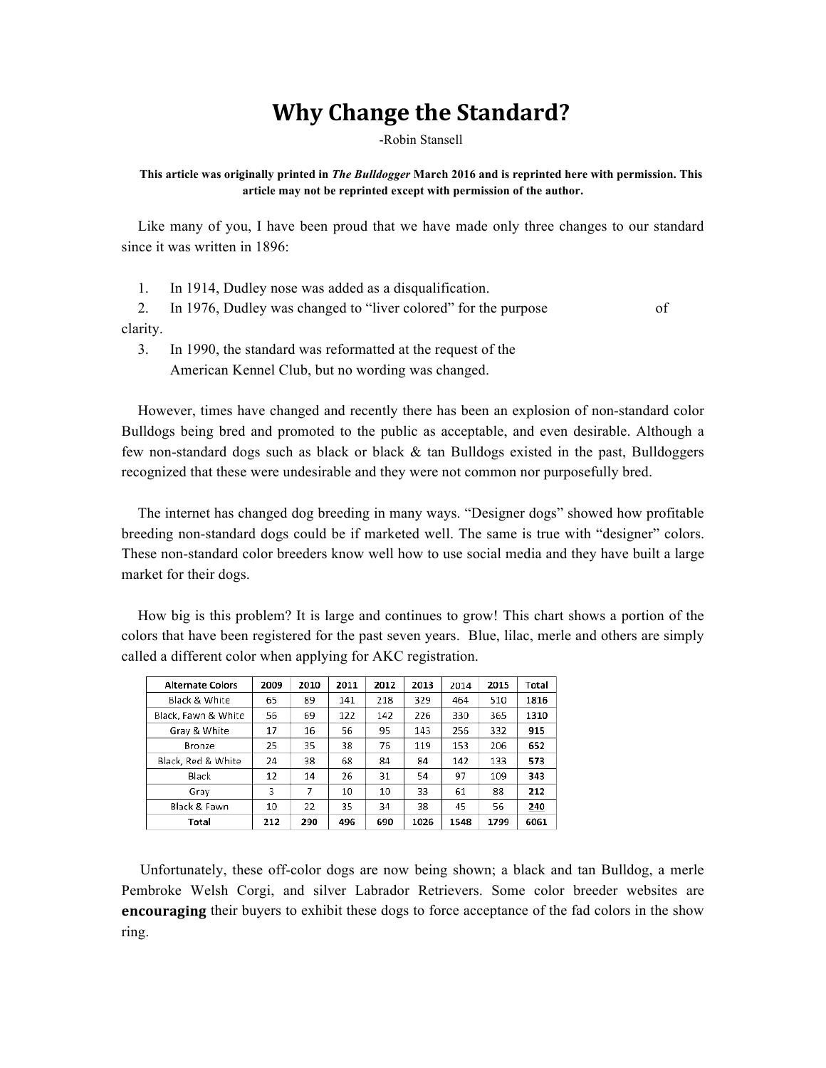# Why Change the Standard?

-Robin Stansell

**This article was originally printed in *The Bulldogger* March 2016 and is reprinted here with permission. This article may not be reprinted except with permission of the author.**

Like many of you, I have been proud that we have made only three changes to our standard since it was written in 1896:

1. In 1914, Dudley nose was added as a disqualification.
2. In 1976, Dudley was changed to "liver colored" for the purpose of clarity.
3. In 1990, the standard was reformatted at the request of the American Kennel Club, but no wording was changed.

However, times have changed and recently there has been an explosion of non-standard color Bulldogs being bred and promoted to the public as acceptable, and even desirable. Although a few non-standard dogs such as black or black & tan Bulldogs existed in the past, Bulldoggers recognized that these were undesirable and they were not common nor purposefully bred.

The internet has changed dog breeding in many ways. "Designer dogs" showed how profitable breeding non-standard dogs could be if marketed well. The same is true with "designer" colors. These non-standard color breeders know well how to use social media and they have built a large market for their dogs.

How big is this problem? It is large and continues to grow! This chart shows a portion of the colors that have been registered for the past seven years. Blue, lilac, merle and others are simply called a different color when applying for AKC registration.

| Alternate Colors | 2009 | 2010 | 2011 | 2012 | 2013 | 2014 | 2015 | Total |
|---|---|---|---|---|---|---|---|---|
| Black & White | 65 | 89 | 141 | 218 | 329 | 464 | 510 | 1816 |
| Black, Fawn & White | 56 | 69 | 122 | 142 | 226 | 330 | 365 | 1310 |
| Gray & White | 17 | 16 | 56 | 95 | 143 | 256 | 332 | **915** |
| Bronze | 25 | 35 | 38 | 76 | 119 | 153 | 206 | **652** |
| Black, Red & White | 24 | 38 | 68 | 84 | 84 | 142 | 133 | **573** |
| Black | 12 | 14 | 26 | 31 | 54 | 97 | 109 | **343** |
| Gray | 3 | 7 | 10 | 10 | 33 | 61 | 88 | **212** |
| Black & Fawn | 10 | 22 | 35 | 34 | 38 | 45 | 56 | **240** |
| **Total** | **212** | **290** | **496** | **690** | **1026** | **1548** | **1799** | **6061** |

Unfortunately, these off-color dogs are now being shown; a black and tan Bulldog, a merle Pembroke Welsh Corgi, and silver Labrador Retrievers. Some color breeder websites are **encouraging** their buyers to exhibit these dogs to force acceptance of the fad colors in the show ring.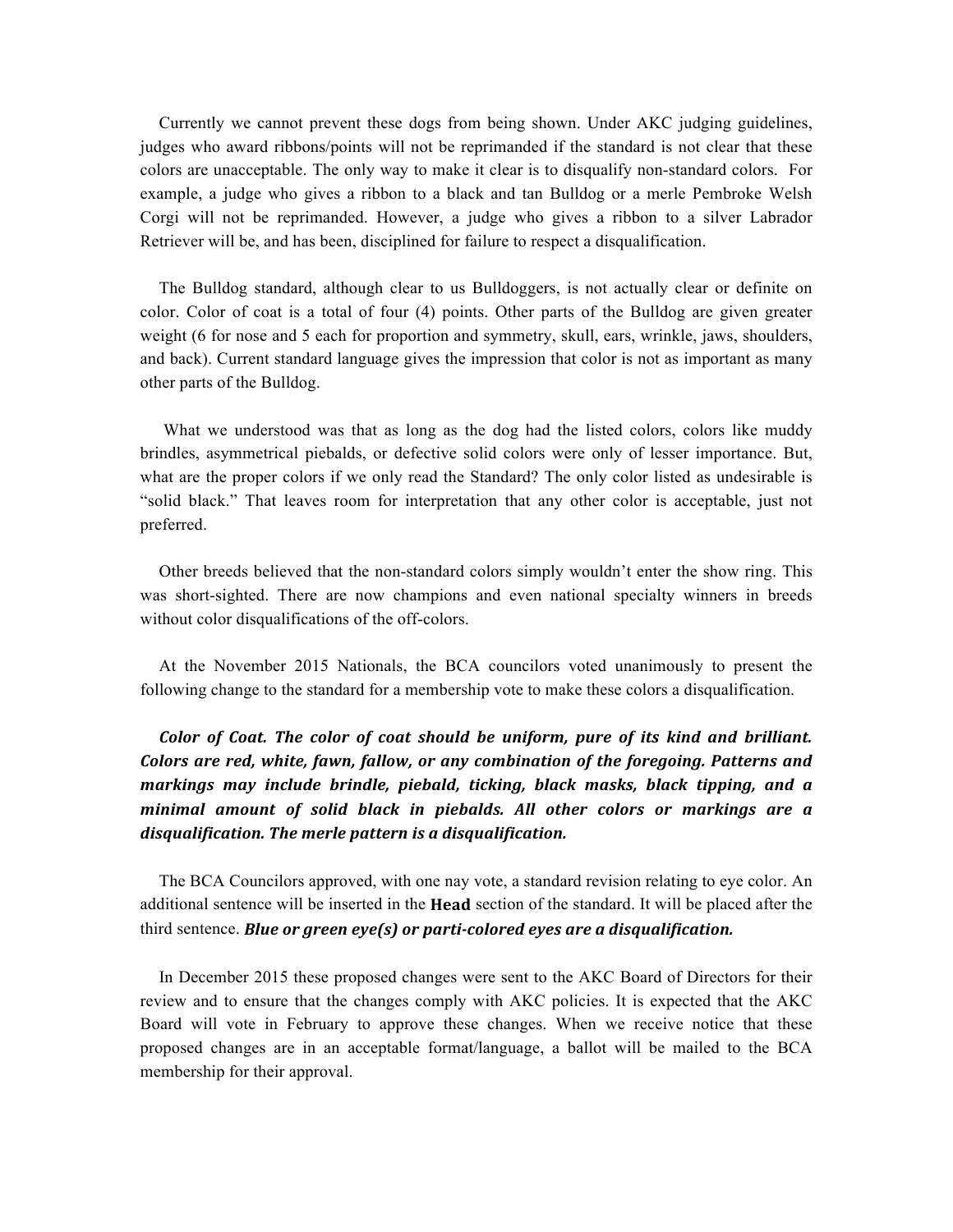Currently we cannot prevent these dogs from being shown. Under AKC judging guidelines, judges who award ribbons/points will not be reprimanded if the standard is not clear that these colors are unacceptable. The only way to make it clear is to disqualify non-standard colors. For example, a judge who gives a ribbon to a black and tan Bulldog or a merle Pembroke Welsh Corgi will not be reprimanded. However, a judge who gives a ribbon to a silver Labrador Retriever will be, and has been, disciplined for failure to respect a disqualification.

The Bulldog standard, although clear to us Bulldoggers, is not actually clear or definite on color. Color of coat is a total of four (4) points. Other parts of the Bulldog are given greater weight (6 for nose and 5 each for proportion and symmetry, skull, ears, wrinkle, jaws, shoulders, and back). Current standard language gives the impression that color is not as important as many other parts of the Bulldog.

What we understood was that as long as the dog had the listed colors, colors like muddy brindles, asymmetrical piebalds, or defective solid colors were only of lesser importance. But, what are the proper colors if we only read the Standard? The only color listed as undesirable is "solid black." That leaves room for interpretation that any other color is acceptable, just not preferred.

Other breeds believed that the non-standard colors simply wouldn't enter the show ring. This was short-sighted. There are now champions and even national specialty winners in breeds without color disqualifications of the off-colors.

At the November 2015 Nationals, the BCA councilors voted unanimously to present the following change to the standard for a membership vote to make these colors a disqualification.

***Color of Coat. The color of coat should be uniform, pure of its kind and brilliant. Colors are red, white, fawn, fallow, or any combination of the foregoing. Patterns and markings may include brindle, piebald, ticking, black masks, black tipping, and a minimal amount of solid black in piebalds. All other colors or markings are a disqualification. The merle pattern is a disqualification.***

The BCA Councilors approved, with one nay vote, a standard revision relating to eye color. An additional sentence will be inserted in the **Head** section of the standard. It will be placed after the third sentence. ***Blue or green eye(s) or parti-colored eyes are a disqualification.***

In December 2015 these proposed changes were sent to the AKC Board of Directors for their review and to ensure that the changes comply with AKC policies. It is expected that the AKC Board will vote in February to approve these changes. When we receive notice that these proposed changes are in an acceptable format/language, a ballot will be mailed to the BCA membership for their approval.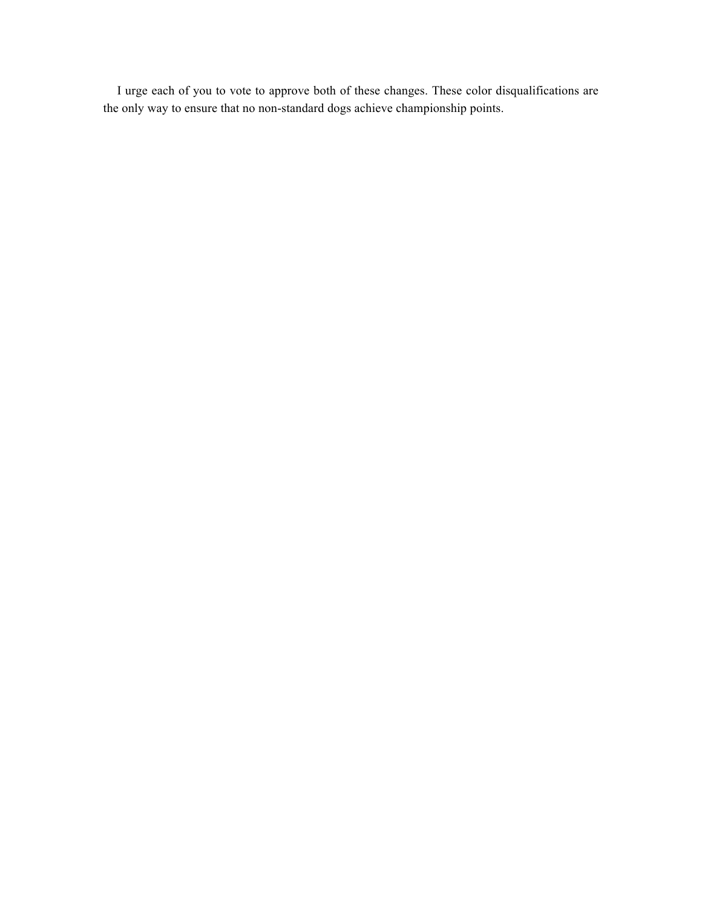I urge each of you to vote to approve both of these changes. These color disqualifications are the only way to ensure that no non-standard dogs achieve championship points.